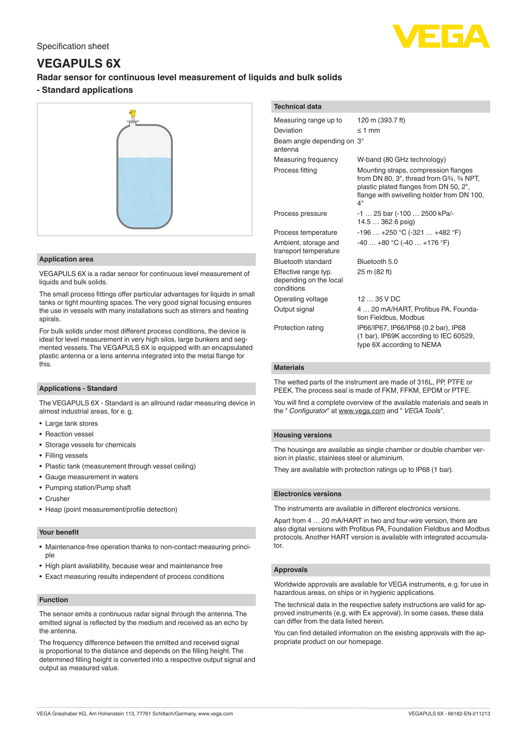Specification sheet

# VEGAPULS 6X

## Radar sensor for continuous level measurement of liquids and bulk solids - Standard applications

### Application area

VEGAPULS 6X is a radar sensor for continuous level measurement of liquids and bulk solids.

The small process fittings offer particular advantages for liquids in small tanks or tight mounting spaces. The very good signal focusing ensures the use in vessels with many installations such as stirrers and heating spirals.

For bulk solids under most different process conditions, the device is ideal for level measurement in very high silos, large bunkers and segmented vessels. The VEGAPULS 6X is equipped with an encapsulated plastic antenna or a lens antenna integrated into the metal flange for this.

### Applications - Standard

The VEGAPULS 6X - Standard is an allround radar measuring device in almost industrial areas, for e. g.

- Large tank stores
- Reaction vessel
- Storage vessels for chemicals
- Filling vessels
- Plastic tank (measurement through vessel ceiling)
- Gauge measurement in waters
- Pumping station/Pump shaft
- Crusher
- Heap (point measurement/profile detection)

### Your benefit

- Maintenance-free operation thanks to non-contact measuring principle
- High plant availability, because wear and maintenance free
- Exact measuring results independent of process conditions

### Function

The sensor emits a continuous radar signal through the antenna. The emitted signal is reflected by the medium and received as an echo by the antenna.

The frequency difference between the emitted and received signal is proportional to the distance and depends on the filling height. The determined filling height is converted into a respective output signal and output as measured value.

### Technical data

| | |
|---|---|
| Measuring range up to | 120 m (393.7 ft) |
| Deviation | ≤ 1 mm |
| Beam angle depending on antenna | 3° |
| Measuring frequency | W-band (80 GHz technology) |
| Process fitting | Mounting straps, compression flanges from DN 80, 3", thread from G¾, ¾ NPT, plastic plated flanges from DN 50, 2", flange with swivelling holder from DN 100, 4" |
| Process pressure | -1 … 25 bar (-100 … 2500 kPa/-14.5 … 362.6 psig) |
| Process temperature | -196 … +250 °C (-321 … +482 °F) |
| Ambient, storage and transport temperature | -40 … +80 °C (-40 … +176 °F) |
| Bluetooth standard | Bluetooth 5.0 |
| Effective range typ. depending on the local conditions | 25 m (82 ft) |
| Operating voltage | 12 … 35 V DC |
| Output signal | 4 … 20 mA/HART, Profibus PA, Foundation Fieldbus, Modbus |
| Protection rating | IP66/IP67, IP66/IP68 (0.2 bar), IP68 (1 bar), IP69K according to IEC 60529, type 6X according to NEMA |

### Materials

The wetted parts of the instrument are made of 316L, PP, PTFE or PEEK. The process seal is made of FKM, FFKM, EPDM or PTFE.

You will find a complete overview of the available materials and seals in the " *Configurator*" at www.vega.com and " *VEGA Tools*".

### Housing versions

The housings are available as single chamber or double chamber version in plastic, stainless steel or aluminium.

They are available with protection ratings up to IP68 (1 bar).

### Electronics versions

The instruments are available in different electronics versions.

Apart from 4 … 20 mA/HART in two and four-wire version, there are also digital versions with Profibus PA, Foundation Fieldbus and Modbus protocols. Another HART version is available with integrated accumulator.

### Approvals

Worldwide approvals are available for VEGA instruments, e.g. for use in hazardous areas, on ships or in hygienic applications.

The technical data in the respective safety instructions are valid for approved instruments (e.g. with Ex approval). In some cases, these data can differ from the data listed herein.

You can find detailed information on the existing approvals with the appropriate product on our homepage.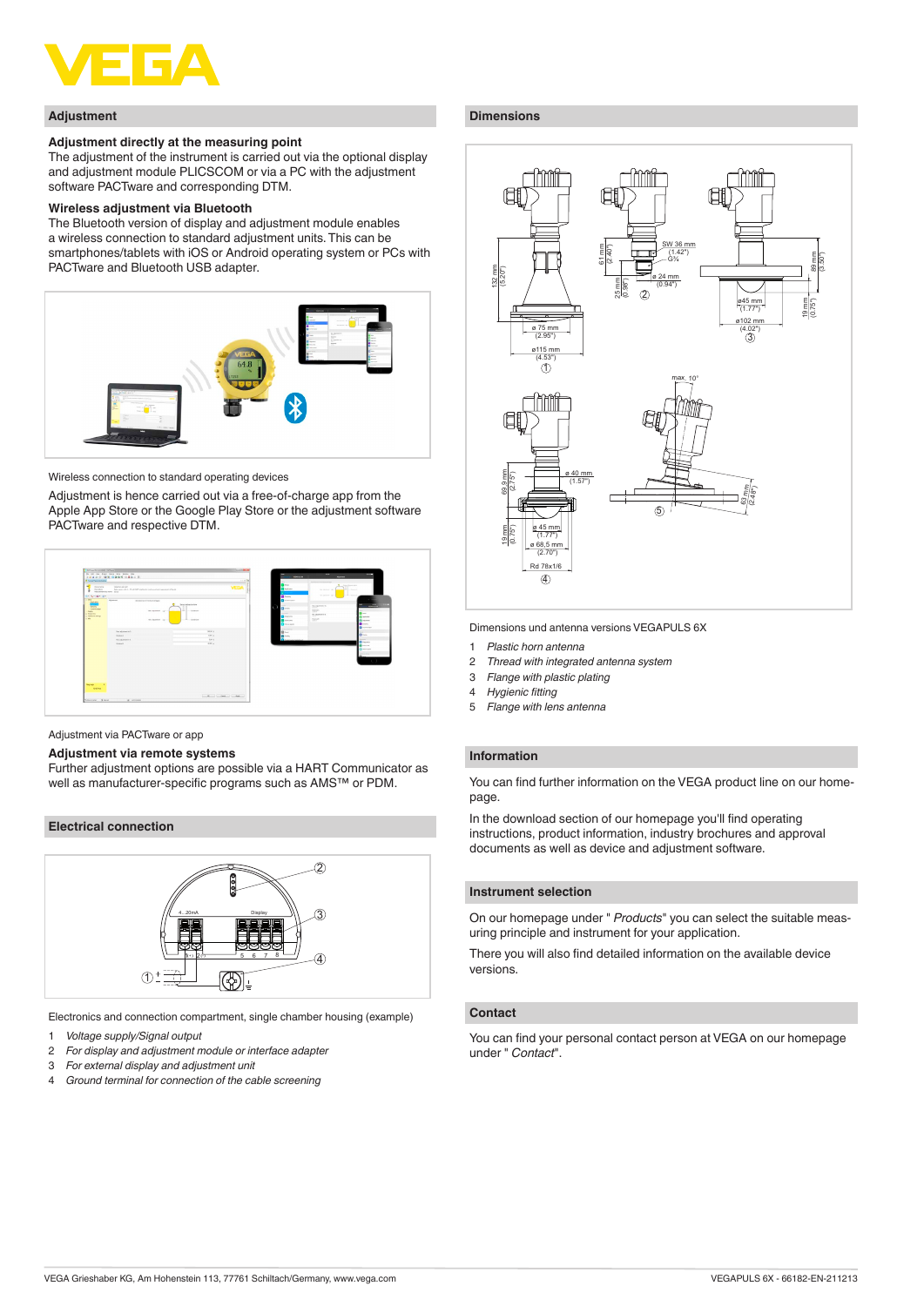## Adjustment

### Adjustment directly at the measuring point

The adjustment of the instrument is carried out via the optional display and adjustment module PLICSCOM or via a PC with the adjustment software PACTware and corresponding DTM.

### Wireless adjustment via Bluetooth

The Bluetooth version of display and adjustment module enables a wireless connection to standard adjustment units. This can be smartphones/tablets with iOS or Android operating system or PCs with PACTware and Bluetooth USB adapter.

Wireless connection to standard operating devices

Adjustment is hence carried out via a free-of-charge app from the Apple App Store or the Google Play Store or the adjustment software PACTware and respective DTM.

Adjustment via PACTware or app

### Adjustment via remote systems

Further adjustment options are possible via a HART Communicator as well as manufacturer-specific programs such as AMS™ or PDM.

## Electrical connection

Electronics and connection compartment, single chamber housing (example)

1. *Voltage supply/Signal output*
2. *For display and adjustment module or interface adapter*
3. *For external display and adjustment unit*
4. *Ground terminal for connection of the cable screening*

## Dimensions

Dimensions und antenna versions VEGAPULS 6X

1. *Plastic horn antenna*
2. *Thread with integrated antenna system*
3. *Flange with plastic plating*
4. *Hygienic fitting*
5. *Flange with lens antenna*

## Information

You can find further information on the VEGA product line on our homepage.

In the download section of our homepage you'll find operating instructions, product information, industry brochures and approval documents as well as device and adjustment software.

## Instrument selection

On our homepage under " *Products*" you can select the suitable measuring principle and instrument for your application.

There you will also find detailed information on the available device versions.

## Contact

You can find your personal contact person at VEGA on our homepage under " *Contact*".